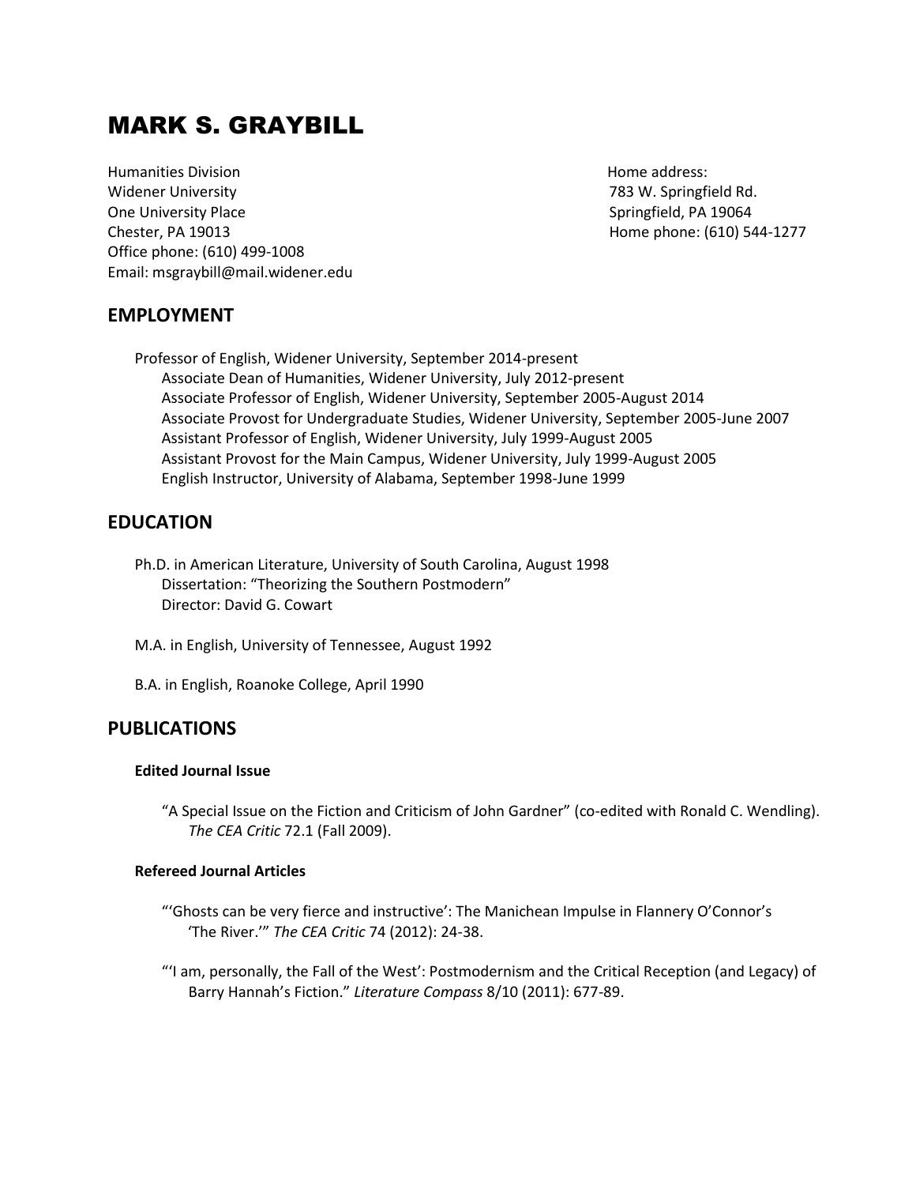# MARK S. GRAYBILL

Humanities Division
Widener University
One University Place
Chester, PA 19013
Office phone: (610) 499-1008
Email: msgraybill@mail.widener.edu

Home address:
783 W. Springfield Rd.
Springfield, PA 19064
Home phone: (610) 544-1277

## EMPLOYMENT

Professor of English, Widener University, September 2014-present
Associate Dean of Humanities, Widener University, July 2012-present
Associate Professor of English, Widener University, September 2005-August 2014
Associate Provost for Undergraduate Studies, Widener University, September 2005-June 2007
Assistant Professor of English, Widener University, July 1999-August 2005
Assistant Provost for the Main Campus, Widener University, July 1999-August 2005
English Instructor, University of Alabama, September 1998-June 1999

## EDUCATION

Ph.D. in American Literature, University of South Carolina, August 1998
Dissertation: "Theorizing the Southern Postmodern"
Director: David G. Cowart

M.A. in English, University of Tennessee, August 1992

B.A. in English, Roanoke College, April 1990

## PUBLICATIONS

### Edited Journal Issue

"A Special Issue on the Fiction and Criticism of John Gardner" (co-edited with Ronald C. Wendling). *The CEA Critic* 72.1 (Fall 2009).

### Refereed Journal Articles

"'Ghosts can be very fierce and instructive': The Manichean Impulse in Flannery O'Connor's 'The River.'" *The CEA Critic* 74 (2012): 24-38.

"'I am, personally, the Fall of the West': Postmodernism and the Critical Reception (and Legacy) of Barry Hannah's Fiction." *Literature Compass* 8/10 (2011): 677-89.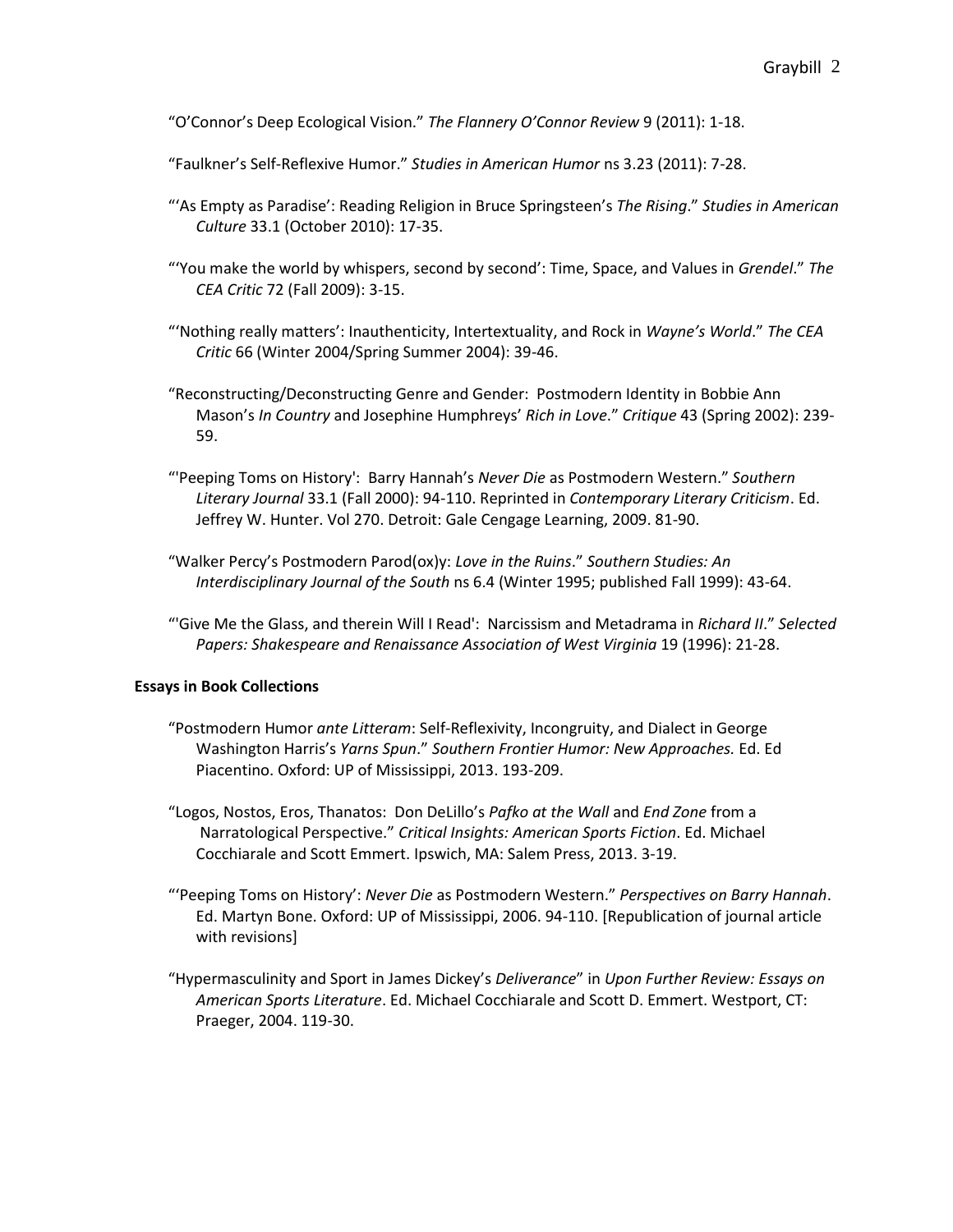"O'Connor's Deep Ecological Vision." *The Flannery O'Connor Review* 9 (2011): 1-18.

"Faulkner's Self-Reflexive Humor." *Studies in American Humor* ns 3.23 (2011): 7-28.

"'As Empty as Paradise': Reading Religion in Bruce Springsteen's *The Rising*." *Studies in American Culture* 33.1 (October 2010): 17-35.

"'You make the world by whispers, second by second': Time, Space, and Values in *Grendel*." *The CEA Critic* 72 (Fall 2009): 3-15.

"'Nothing really matters': Inauthenticity, Intertextuality, and Rock in *Wayne's World*." *The CEA Critic* 66 (Winter 2004/Spring Summer 2004): 39-46.

"Reconstructing/Deconstructing Genre and Gender: Postmodern Identity in Bobbie Ann Mason's *In Country* and Josephine Humphreys' *Rich in Love*." *Critique* 43 (Spring 2002): 239-59.

"'Peeping Toms on History': Barry Hannah's *Never Die* as Postmodern Western." *Southern Literary Journal* 33.1 (Fall 2000): 94-110. Reprinted in *Contemporary Literary Criticism*. Ed. Jeffrey W. Hunter. Vol 270. Detroit: Gale Cengage Learning, 2009. 81-90.

"Walker Percy's Postmodern Parod(ox)y: *Love in the Ruins*." *Southern Studies: An Interdisciplinary Journal of the South* ns 6.4 (Winter 1995; published Fall 1999): 43-64.

"'Give Me the Glass, and therein Will I Read': Narcissism and Metadrama in *Richard II*." *Selected Papers: Shakespeare and Renaissance Association of West Virginia* 19 (1996): 21-28.

**Essays in Book Collections**

"Postmodern Humor *ante Litteram*: Self-Reflexivity, Incongruity, and Dialect in George Washington Harris's *Yarns Spun*." *Southern Frontier Humor: New Approaches.* Ed. Ed Piacentino. Oxford: UP of Mississippi, 2013. 193-209.

"Logos, Nostos, Eros, Thanatos: Don DeLillo's *Pafko at the Wall* and *End Zone* from a Narratological Perspective." *Critical Insights: American Sports Fiction*. Ed. Michael Cocchiarale and Scott Emmert. Ipswich, MA: Salem Press, 2013. 3-19.

"'Peeping Toms on History': *Never Die* as Postmodern Western." *Perspectives on Barry Hannah*. Ed. Martyn Bone. Oxford: UP of Mississippi, 2006. 94-110. [Republication of journal article with revisions]

"Hypermasculinity and Sport in James Dickey's *Deliverance*" in *Upon Further Review: Essays on American Sports Literature*. Ed. Michael Cocchiarale and Scott D. Emmert. Westport, CT: Praeger, 2004. 119-30.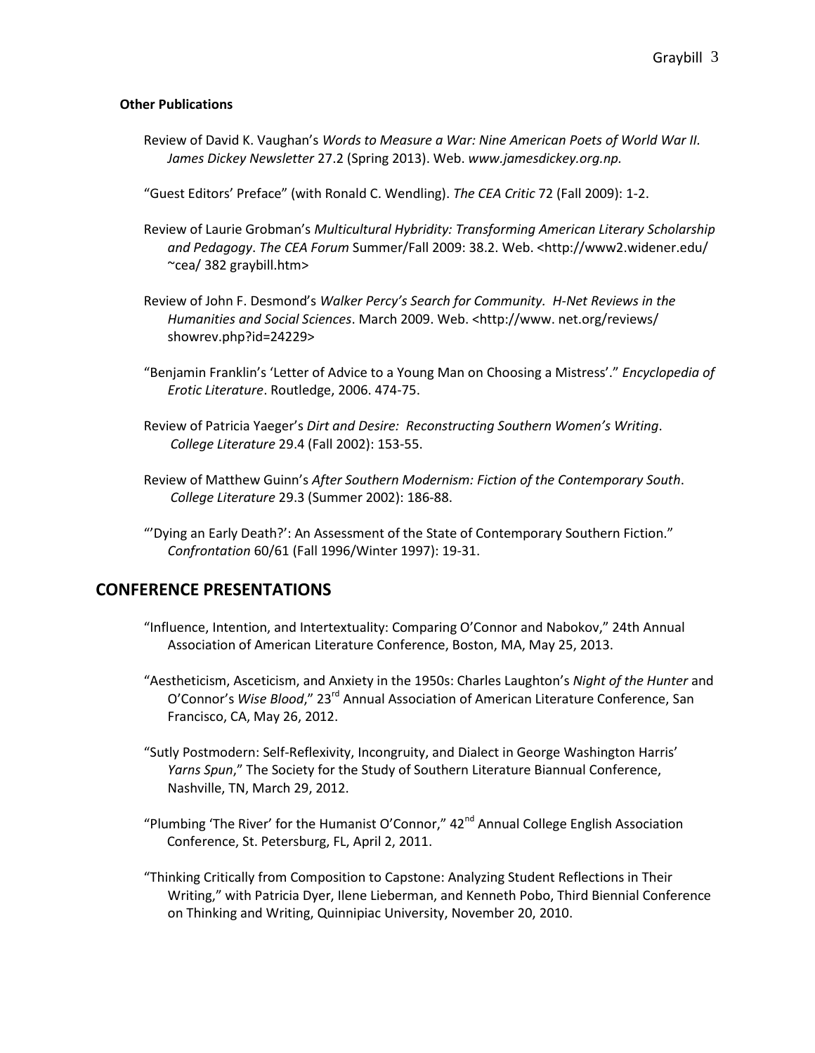**Other Publications**

Review of David K. Vaughan's *Words to Measure a War: Nine American Poets of World War II. James Dickey Newsletter* 27.2 (Spring 2013). Web. *www.jamesdickey.org.np.*

"Guest Editors' Preface" (with Ronald C. Wendling). *The CEA Critic* 72 (Fall 2009): 1-2.

Review of Laurie Grobman's *Multicultural Hybridity: Transforming American Literary Scholarship and Pedagogy*. *The CEA Forum* Summer/Fall 2009: 38.2. Web. <http://www2.widener.edu/ ~cea/ 382 graybill.htm>

Review of John F. Desmond's *Walker Percy's Search for Community. H-Net Reviews in the Humanities and Social Sciences*. March 2009. Web. <http://www. net.org/reviews/ showrev.php?id=24229>

"Benjamin Franklin's 'Letter of Advice to a Young Man on Choosing a Mistress'." *Encyclopedia of Erotic Literature*. Routledge, 2006. 474-75.

Review of Patricia Yaeger's *Dirt and Desire: Reconstructing Southern Women's Writing*. *College Literature* 29.4 (Fall 2002): 153-55.

Review of Matthew Guinn's *After Southern Modernism: Fiction of the Contemporary South*. *College Literature* 29.3 (Summer 2002): 186-88.

"'Dying an Early Death?': An Assessment of the State of Contemporary Southern Fiction." *Confrontation* 60/61 (Fall 1996/Winter 1997): 19-31.

## CONFERENCE PRESENTATIONS

"Influence, Intention, and Intertextuality: Comparing O'Connor and Nabokov," 24th Annual Association of American Literature Conference, Boston, MA, May 25, 2013.

"Aestheticism, Asceticism, and Anxiety in the 1950s: Charles Laughton's *Night of the Hunter* and O'Connor's *Wise Blood*," 23rd Annual Association of American Literature Conference, San Francisco, CA, May 26, 2012.

"Sutly Postmodern: Self-Reflexivity, Incongruity, and Dialect in George Washington Harris' *Yarns Spun*," The Society for the Study of Southern Literature Biannual Conference, Nashville, TN, March 29, 2012.

"Plumbing 'The River' for the Humanist O'Connor," 42nd Annual College English Association Conference, St. Petersburg, FL, April 2, 2011.

"Thinking Critically from Composition to Capstone: Analyzing Student Reflections in Their Writing," with Patricia Dyer, Ilene Lieberman, and Kenneth Pobo, Third Biennial Conference on Thinking and Writing, Quinnipiac University, November 20, 2010.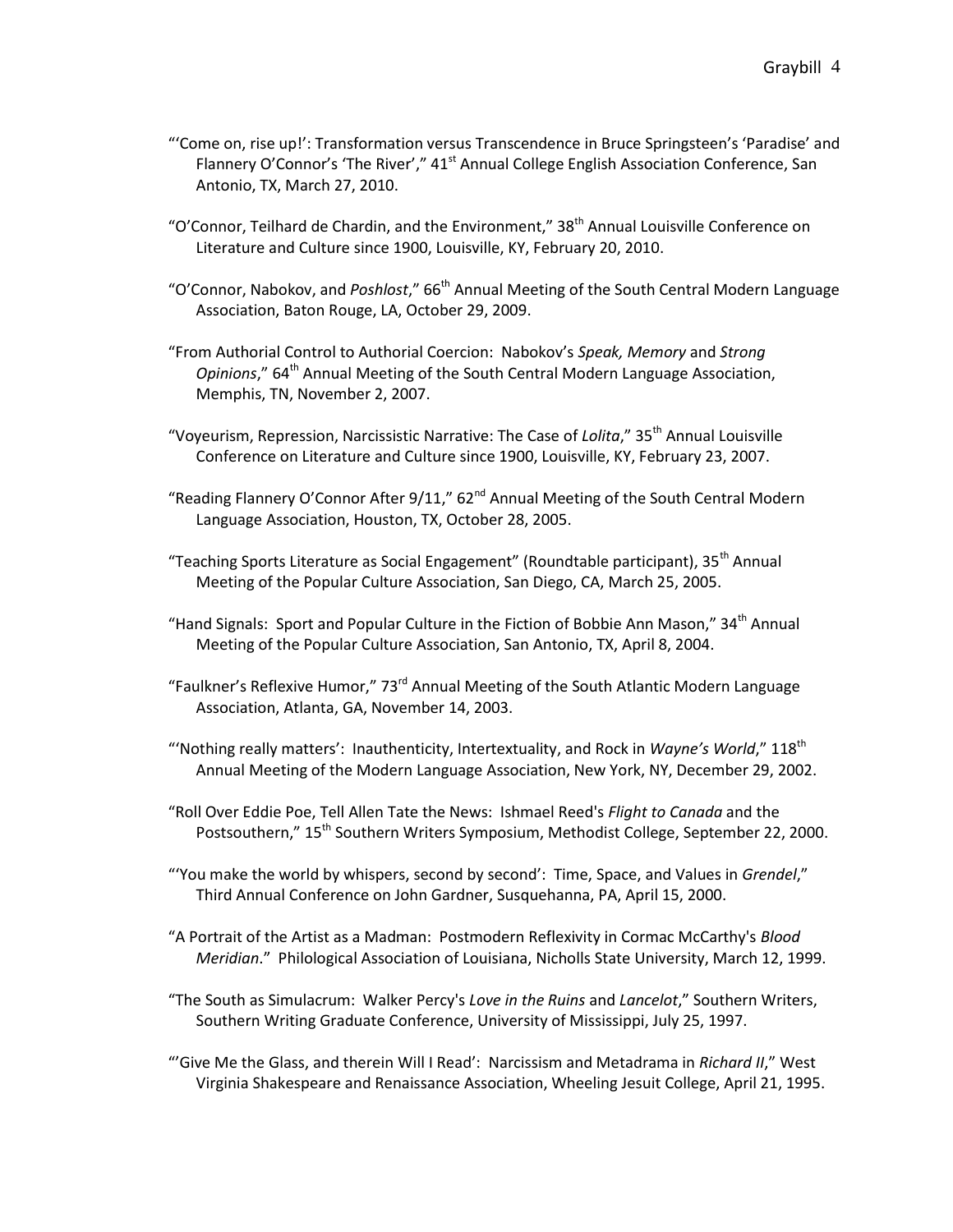"'Come on, rise up!': Transformation versus Transcendence in Bruce Springsteen's 'Paradise' and Flannery O'Connor's 'The River'," 41st Annual College English Association Conference, San Antonio, TX, March 27, 2010.

"O'Connor, Teilhard de Chardin, and the Environment," 38th Annual Louisville Conference on Literature and Culture since 1900, Louisville, KY, February 20, 2010.

"O'Connor, Nabokov, and *Poshlost*," 66th Annual Meeting of the South Central Modern Language Association, Baton Rouge, LA, October 29, 2009.

"From Authorial Control to Authorial Coercion: Nabokov's *Speak, Memory* and *Strong Opinions*," 64th Annual Meeting of the South Central Modern Language Association, Memphis, TN, November 2, 2007.

"Voyeurism, Repression, Narcissistic Narrative: The Case of *Lolita*," 35th Annual Louisville Conference on Literature and Culture since 1900, Louisville, KY, February 23, 2007.

"Reading Flannery O'Connor After 9/11," 62nd Annual Meeting of the South Central Modern Language Association, Houston, TX, October 28, 2005.

"Teaching Sports Literature as Social Engagement" (Roundtable participant), 35th Annual Meeting of the Popular Culture Association, San Diego, CA, March 25, 2005.

"Hand Signals: Sport and Popular Culture in the Fiction of Bobbie Ann Mason," 34th Annual Meeting of the Popular Culture Association, San Antonio, TX, April 8, 2004.

"Faulkner's Reflexive Humor," 73rd Annual Meeting of the South Atlantic Modern Language Association, Atlanta, GA, November 14, 2003.

"'Nothing really matters': Inauthenticity, Intertextuality, and Rock in *Wayne's World*," 118th Annual Meeting of the Modern Language Association, New York, NY, December 29, 2002.

"Roll Over Eddie Poe, Tell Allen Tate the News: Ishmael Reed's *Flight to Canada* and the Postsouthern," 15th Southern Writers Symposium, Methodist College, September 22, 2000.

"'You make the world by whispers, second by second': Time, Space, and Values in *Grendel*," Third Annual Conference on John Gardner, Susquehanna, PA, April 15, 2000.

"A Portrait of the Artist as a Madman: Postmodern Reflexivity in Cormac McCarthy's *Blood Meridian*." Philological Association of Louisiana, Nicholls State University, March 12, 1999.

"The South as Simulacrum: Walker Percy's *Love in the Ruins* and *Lancelot*," Southern Writers, Southern Writing Graduate Conference, University of Mississippi, July 25, 1997.

"'Give Me the Glass, and therein Will I Read': Narcissism and Metadrama in *Richard II*," West Virginia Shakespeare and Renaissance Association, Wheeling Jesuit College, April 21, 1995.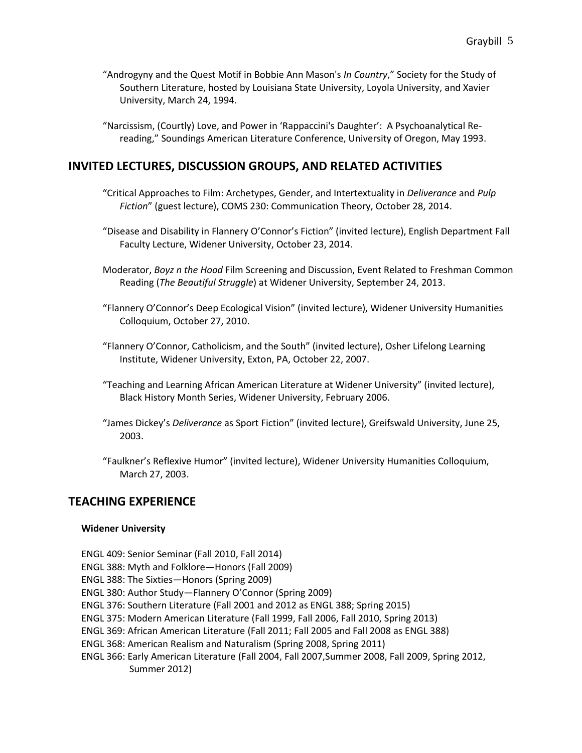"Androgyny and the Quest Motif in Bobbie Ann Mason's *In Country*," Society for the Study of Southern Literature, hosted by Louisiana State University, Loyola University, and Xavier University, March 24, 1994.

"Narcissism, (Courtly) Love, and Power in 'Rappaccini's Daughter': A Psychoanalytical Re-reading," Soundings American Literature Conference, University of Oregon, May 1993.

## INVITED LECTURES, DISCUSSION GROUPS, AND RELATED ACTIVITIES

"Critical Approaches to Film: Archetypes, Gender, and Intertextuality in *Deliverance* and *Pulp Fiction*" (guest lecture), COMS 230: Communication Theory, October 28, 2014.

"Disease and Disability in Flannery O'Connor's Fiction" (invited lecture), English Department Fall Faculty Lecture, Widener University, October 23, 2014.

Moderator, *Boyz n the Hood* Film Screening and Discussion, Event Related to Freshman Common Reading (*The Beautiful Struggle*) at Widener University, September 24, 2013.

"Flannery O'Connor's Deep Ecological Vision" (invited lecture), Widener University Humanities Colloquium, October 27, 2010.

"Flannery O'Connor, Catholicism, and the South" (invited lecture), Osher Lifelong Learning Institute, Widener University, Exton, PA, October 22, 2007.

"Teaching and Learning African American Literature at Widener University" (invited lecture), Black History Month Series, Widener University, February 2006.

"James Dickey's *Deliverance* as Sport Fiction" (invited lecture), Greifswald University, June 25, 2003.

"Faulkner's Reflexive Humor" (invited lecture), Widener University Humanities Colloquium, March 27, 2003.

## TEACHING EXPERIENCE

**Widener University**

ENGL 409: Senior Seminar (Fall 2010, Fall 2014)
ENGL 388: Myth and Folklore—Honors (Fall 2009)
ENGL 388: The Sixties—Honors (Spring 2009)
ENGL 380: Author Study—Flannery O'Connor (Spring 2009)
ENGL 376: Southern Literature (Fall 2001 and 2012 as ENGL 388; Spring 2015)
ENGL 375: Modern American Literature (Fall 1999, Fall 2006, Fall 2010, Spring 2013)
ENGL 369: African American Literature (Fall 2011; Fall 2005 and Fall 2008 as ENGL 388)
ENGL 368: American Realism and Naturalism (Spring 2008, Spring 2011)
ENGL 366: Early American Literature (Fall 2004, Fall 2007,Summer 2008, Fall 2009, Spring 2012, Summer 2012)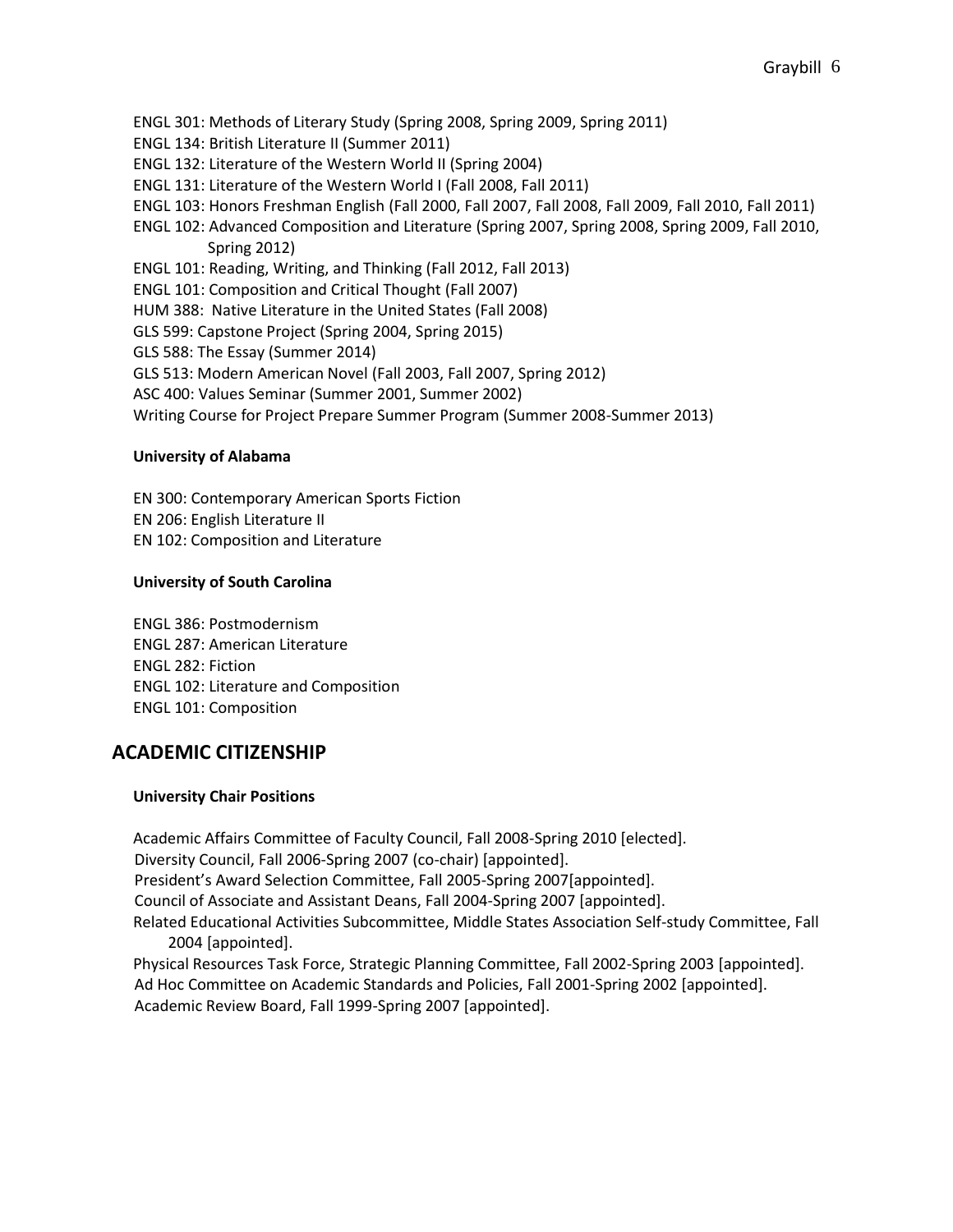ENGL 301: Methods of Literary Study (Spring 2008, Spring 2009, Spring 2011)
ENGL 134: British Literature II (Summer 2011)
ENGL 132: Literature of the Western World II (Spring 2004)
ENGL 131: Literature of the Western World I (Fall 2008, Fall 2011)
ENGL 103: Honors Freshman English (Fall 2000, Fall 2007, Fall 2008, Fall 2009, Fall 2010, Fall 2011)
ENGL 102: Advanced Composition and Literature (Spring 2007, Spring 2008, Spring 2009, Fall 2010, Spring 2012)
ENGL 101: Reading, Writing, and Thinking (Fall 2012, Fall 2013)
ENGL 101: Composition and Critical Thought (Fall 2007)
HUM 388: Native Literature in the United States (Fall 2008)
GLS 599: Capstone Project (Spring 2004, Spring 2015)
GLS 588: The Essay (Summer 2014)
GLS 513: Modern American Novel (Fall 2003, Fall 2007, Spring 2012)
ASC 400: Values Seminar (Summer 2001, Summer 2002)
Writing Course for Project Prepare Summer Program (Summer 2008-Summer 2013)

**University of Alabama**

EN 300: Contemporary American Sports Fiction
EN 206: English Literature II
EN 102: Composition and Literature

**University of South Carolina**

ENGL 386: Postmodernism
ENGL 287: American Literature
ENGL 282: Fiction
ENGL 102: Literature and Composition
ENGL 101: Composition

## ACADEMIC CITIZENSHIP

**University Chair Positions**

Academic Affairs Committee of Faculty Council, Fall 2008-Spring 2010 [elected].
Diversity Council, Fall 2006-Spring 2007 (co-chair) [appointed].
President's Award Selection Committee, Fall 2005-Spring 2007[appointed].
Council of Associate and Assistant Deans, Fall 2004-Spring 2007 [appointed].
Related Educational Activities Subcommittee, Middle States Association Self-study Committee, Fall 2004 [appointed].
Physical Resources Task Force, Strategic Planning Committee, Fall 2002-Spring 2003 [appointed].
Ad Hoc Committee on Academic Standards and Policies, Fall 2001-Spring 2002 [appointed].
Academic Review Board, Fall 1999-Spring 2007 [appointed].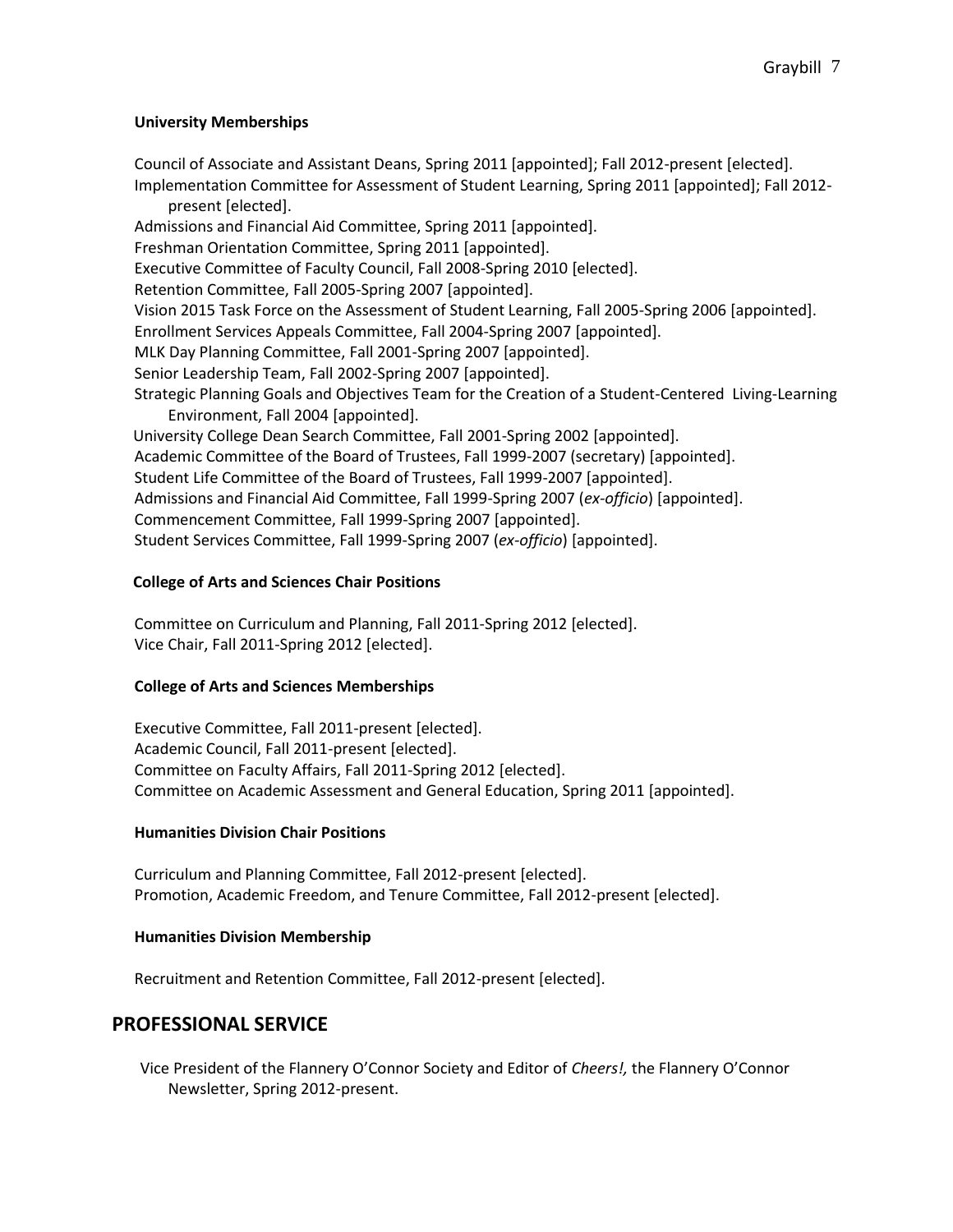### University Memberships

Council of Associate and Assistant Deans, Spring 2011 [appointed]; Fall 2012-present [elected].
Implementation Committee for Assessment of Student Learning, Spring 2011 [appointed]; Fall 2012-present [elected].
Admissions and Financial Aid Committee, Spring 2011 [appointed].
Freshman Orientation Committee, Spring 2011 [appointed].
Executive Committee of Faculty Council, Fall 2008-Spring 2010 [elected].
Retention Committee, Fall 2005-Spring 2007 [appointed].
Vision 2015 Task Force on the Assessment of Student Learning, Fall 2005-Spring 2006 [appointed].
Enrollment Services Appeals Committee, Fall 2004-Spring 2007 [appointed].
MLK Day Planning Committee, Fall 2001-Spring 2007 [appointed].
Senior Leadership Team, Fall 2002-Spring 2007 [appointed].
Strategic Planning Goals and Objectives Team for the Creation of a Student-Centered Living-Learning Environment, Fall 2004 [appointed].
University College Dean Search Committee, Fall 2001-Spring 2002 [appointed].
Academic Committee of the Board of Trustees, Fall 1999-2007 (secretary) [appointed].
Student Life Committee of the Board of Trustees, Fall 1999-2007 [appointed].
Admissions and Financial Aid Committee, Fall 1999-Spring 2007 (*ex-officio*) [appointed].
Commencement Committee, Fall 1999-Spring 2007 [appointed].
Student Services Committee, Fall 1999-Spring 2007 (*ex-officio*) [appointed].

### College of Arts and Sciences Chair Positions

Committee on Curriculum and Planning, Fall 2011-Spring 2012 [elected].
Vice Chair, Fall 2011-Spring 2012 [elected].

### College of Arts and Sciences Memberships

Executive Committee, Fall 2011-present [elected].
Academic Council, Fall 2011-present [elected].
Committee on Faculty Affairs, Fall 2011-Spring 2012 [elected].
Committee on Academic Assessment and General Education, Spring 2011 [appointed].

### Humanities Division Chair Positions

Curriculum and Planning Committee, Fall 2012-present [elected].
Promotion, Academic Freedom, and Tenure Committee, Fall 2012-present [elected].

### Humanities Division Membership

Recruitment and Retention Committee, Fall 2012-present [elected].

## PROFESSIONAL SERVICE

Vice President of the Flannery O'Connor Society and Editor of *Cheers!,* the Flannery O'Connor Newsletter, Spring 2012-present.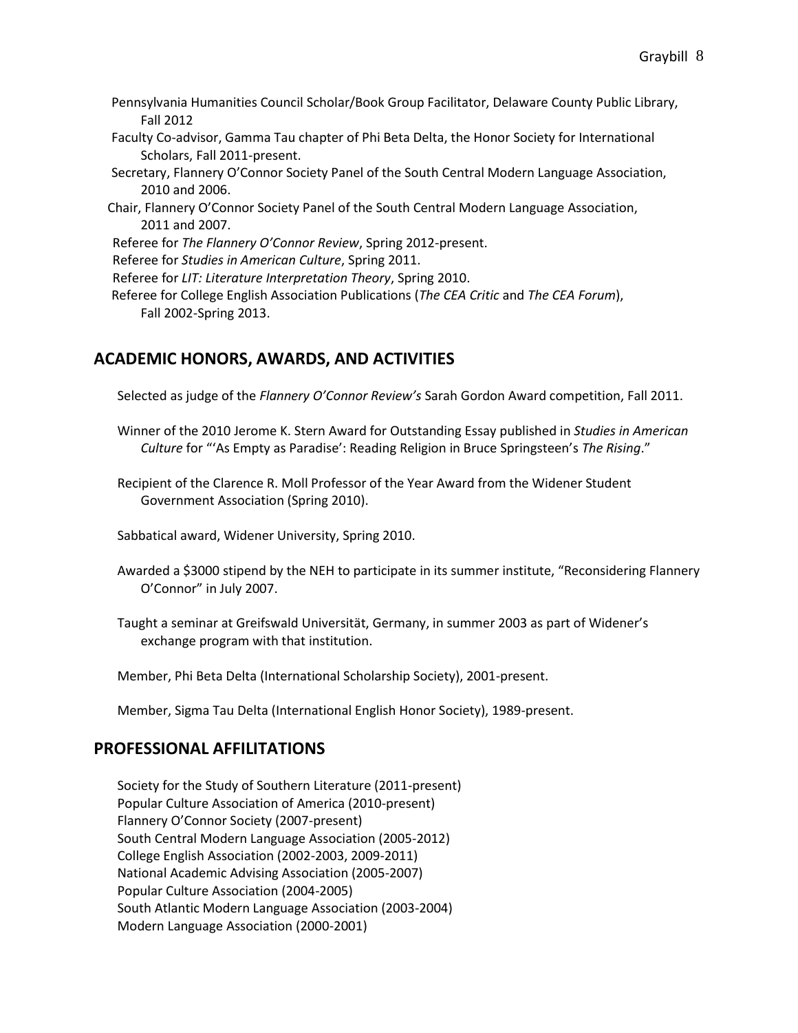Pennsylvania Humanities Council Scholar/Book Group Facilitator, Delaware County Public Library, Fall 2012

Faculty Co-advisor, Gamma Tau chapter of Phi Beta Delta, the Honor Society for International Scholars, Fall 2011-present.

Secretary, Flannery O'Connor Society Panel of the South Central Modern Language Association, 2010 and 2006.

Chair, Flannery O'Connor Society Panel of the South Central Modern Language Association, 2011 and 2007.

Referee for *The Flannery O'Connor Review*, Spring 2012-present.

Referee for *Studies in American Culture*, Spring 2011.

Referee for *LIT: Literature Interpretation Theory*, Spring 2010.

Referee for College English Association Publications (*The CEA Critic* and *The CEA Forum*), Fall 2002-Spring 2013.

## ACADEMIC HONORS, AWARDS, AND ACTIVITIES

Selected as judge of the *Flannery O'Connor Review's* Sarah Gordon Award competition, Fall 2011.

Winner of the 2010 Jerome K. Stern Award for Outstanding Essay published in *Studies in American Culture* for "'As Empty as Paradise': Reading Religion in Bruce Springsteen's *The Rising*."

Recipient of the Clarence R. Moll Professor of the Year Award from the Widener Student Government Association (Spring 2010).

Sabbatical award, Widener University, Spring 2010.

Awarded a $3000 stipend by the NEH to participate in its summer institute, "Reconsidering Flannery O'Connor" in July 2007.

Taught a seminar at Greifswald Universität, Germany, in summer 2003 as part of Widener's exchange program with that institution.

Member, Phi Beta Delta (International Scholarship Society), 2001-present.

Member, Sigma Tau Delta (International English Honor Society), 1989-present.

## PROFESSIONAL AFFILITATIONS

Society for the Study of Southern Literature (2011-present)
Popular Culture Association of America (2010-present)
Flannery O'Connor Society (2007-present)
South Central Modern Language Association (2005-2012)
College English Association (2002-2003, 2009-2011)
National Academic Advising Association (2005-2007)
Popular Culture Association (2004-2005)
South Atlantic Modern Language Association (2003-2004)
Modern Language Association (2000-2001)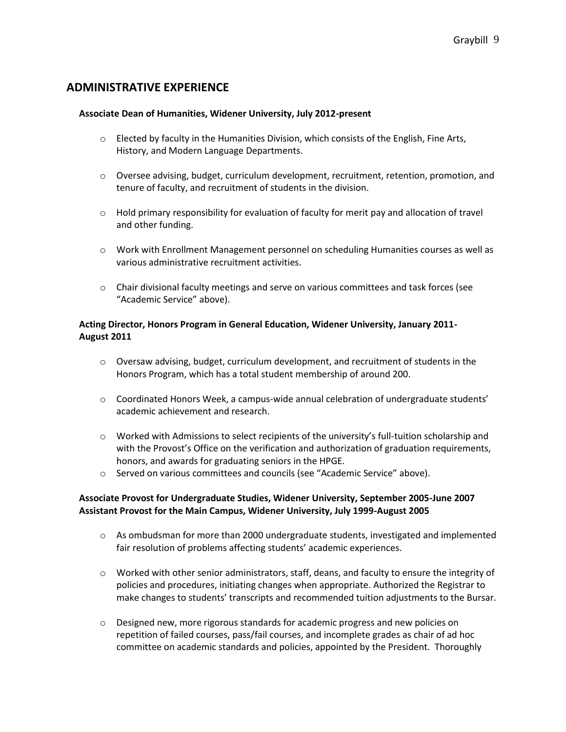## ADMINISTRATIVE EXPERIENCE

**Associate Dean of Humanities, Widener University, July 2012-present**

- Elected by faculty in the Humanities Division, which consists of the English, Fine Arts, History, and Modern Language Departments.

- Oversee advising, budget, curriculum development, recruitment, retention, promotion, and tenure of faculty, and recruitment of students in the division.

- Hold primary responsibility for evaluation of faculty for merit pay and allocation of travel and other funding.

- Work with Enrollment Management personnel on scheduling Humanities courses as well as various administrative recruitment activities.

- Chair divisional faculty meetings and serve on various committees and task forces (see "Academic Service" above).

**Acting Director, Honors Program in General Education, Widener University, January 2011-August 2011**

- Oversaw advising, budget, curriculum development, and recruitment of students in the Honors Program, which has a total student membership of around 200.

- Coordinated Honors Week, a campus-wide annual celebration of undergraduate students' academic achievement and research.

- Worked with Admissions to select recipients of the university's full-tuition scholarship and with the Provost's Office on the verification and authorization of graduation requirements, honors, and awards for graduating seniors in the HPGE.
- Served on various committees and councils (see "Academic Service" above).

**Associate Provost for Undergraduate Studies, Widener University, September 2005-June 2007**
**Assistant Provost for the Main Campus, Widener University, July 1999-August 2005**

- As ombudsman for more than 2000 undergraduate students, investigated and implemented fair resolution of problems affecting students' academic experiences.

- Worked with other senior administrators, staff, deans, and faculty to ensure the integrity of policies and procedures, initiating changes when appropriate. Authorized the Registrar to make changes to students' transcripts and recommended tuition adjustments to the Bursar.

- Designed new, more rigorous standards for academic progress and new policies on repetition of failed courses, pass/fail courses, and incomplete grades as chair of ad hoc committee on academic standards and policies, appointed by the President. Thoroughly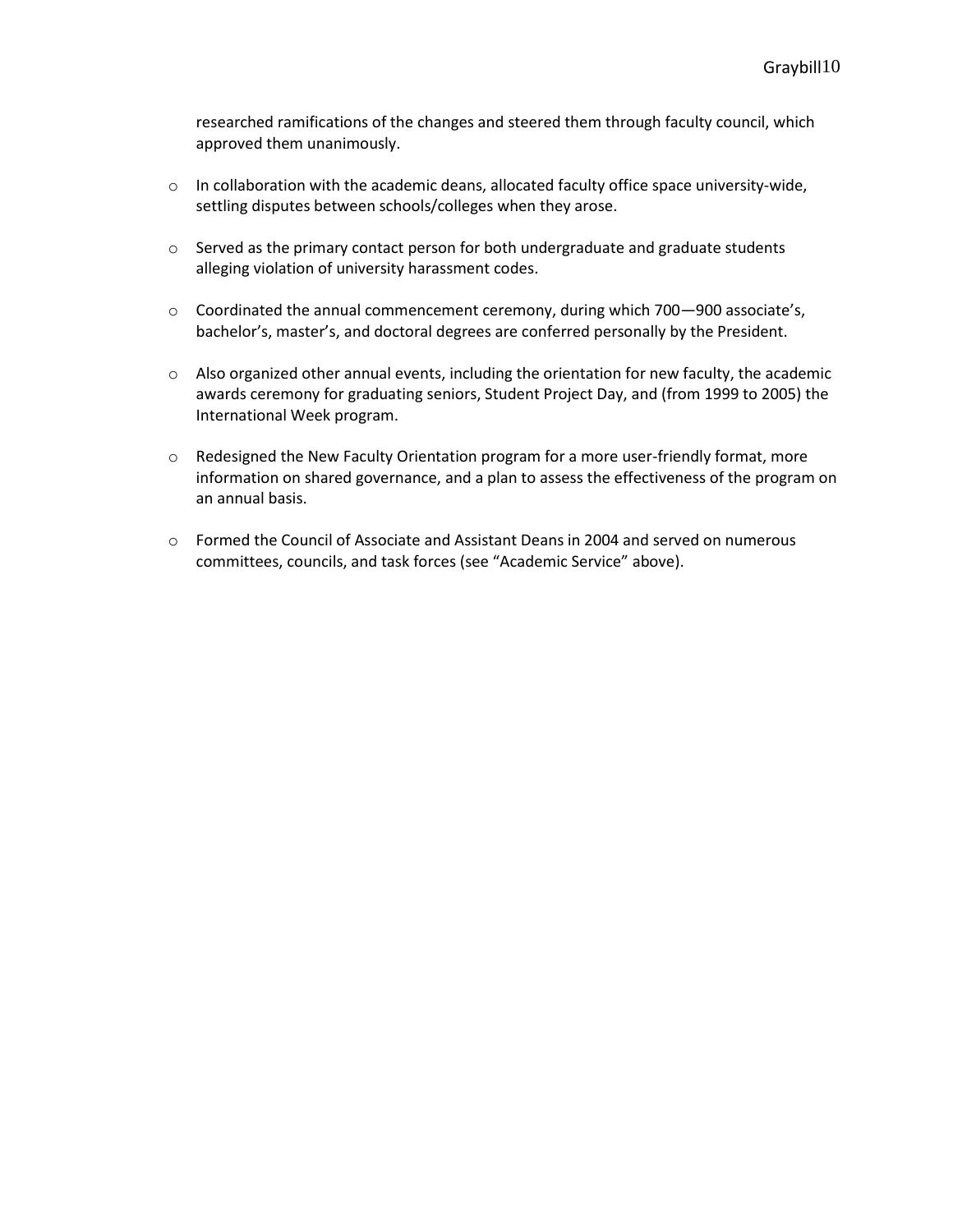researched ramifications of the changes and steered them through faculty council, which approved them unanimously.

- In collaboration with the academic deans, allocated faculty office space university-wide, settling disputes between schools/colleges when they arose.

- Served as the primary contact person for both undergraduate and graduate students alleging violation of university harassment codes.

- Coordinated the annual commencement ceremony, during which 700—900 associate's, bachelor's, master's, and doctoral degrees are conferred personally by the President.

- Also organized other annual events, including the orientation for new faculty, the academic awards ceremony for graduating seniors, Student Project Day, and (from 1999 to 2005) the International Week program.

- Redesigned the New Faculty Orientation program for a more user-friendly format, more information on shared governance, and a plan to assess the effectiveness of the program on an annual basis.

- Formed the Council of Associate and Assistant Deans in 2004 and served on numerous committees, councils, and task forces (see "Academic Service" above).